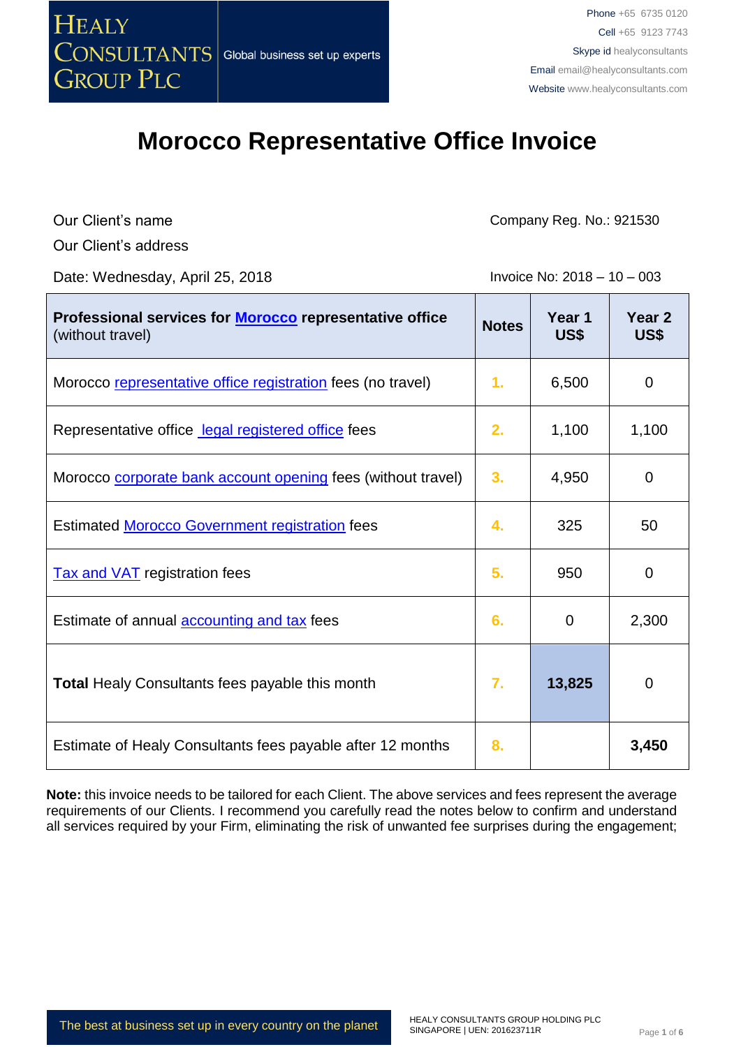HEALY CONSULTANTS GROUP PLC — Global business set up experts

Phone +65 6735 0120
Cell +65 9123 7743
Skype id healyconsultants
Email email@healyconsultants.com
Website www.healyconsultants.com

# Morocco Representative Office Invoice

Our Client's name | Company Reg. No.: 921530

Our Client's address

Date: Wednesday, April 25, 2018 | Invoice No: 2018 – 10 – 003

| **Professional services for Morocco representative office** (without travel) | Notes | Year 1 US$ | Year 2 US$ |
|---|---|---|---|
| Morocco representative office registration fees (no travel) | 1. | 6,500 | 0 |
| Representative office legal registered office fees | 2. | 1,100 | 1,100 |
| Morocco corporate bank account opening fees (without travel) | 3. | 4,950 | 0 |
| Estimated Morocco Government registration fees | 4. | 325 | 50 |
| Tax and VAT registration fees | 5. | 950 | 0 |
| Estimate of annual accounting and tax fees | 6. | 0 | 2,300 |
| **Total** Healy Consultants fees payable this month | 7. | **13,825** | 0 |
| Estimate of Healy Consultants fees payable after 12 months | 8. | | **3,450** |

**Note:** this invoice needs to be tailored for each Client. The above services and fees represent the average requirements of our Clients. I recommend you carefully read the notes below to confirm and understand all services required by your Firm, eliminating the risk of unwanted fee surprises during the engagement;

The best at business set up in every country on the planet

HEALY CONSULTANTS GROUP HOLDING PLC
SINGAPORE | UEN: 201623711R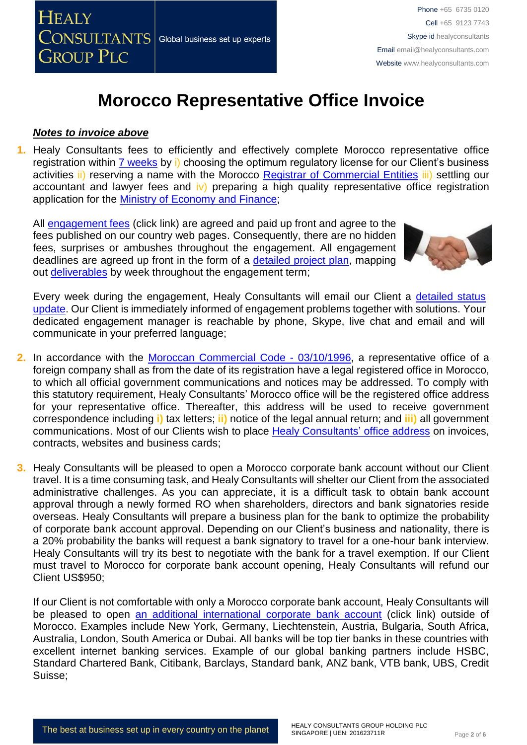# Morocco Representative Office Invoice

***Notes to invoice above***

1. Healy Consultants fees to efficiently and effectively complete Morocco representative office registration within 7 weeks by i) choosing the optimum regulatory license for our Client's business activities ii) reserving a name with the Morocco Registrar of Commercial Entities iii) settling our accountant and lawyer fees and iv) preparing a high quality representative office registration application for the Ministry of Economy and Finance;

   All engagement fees (click link) are agreed and paid up front and agree to the fees published on our country web pages. Consequently, there are no hidden fees, surprises or ambushes throughout the engagement. All engagement deadlines are agreed up front in the form of a detailed project plan, mapping out deliverables by week throughout the engagement term;

   Every week during the engagement, Healy Consultants will email our Client a detailed status update. Our Client is immediately informed of engagement problems together with solutions. Your dedicated engagement manager is reachable by phone, Skype, live chat and email and will communicate in your preferred language;

2. In accordance with the Moroccan Commercial Code - 03/10/1996, a representative office of a foreign company shall as from the date of its registration have a legal registered office in Morocco, to which all official government communications and notices may be addressed. To comply with this statutory requirement, Healy Consultants' Morocco office will be the registered office address for your representative office. Thereafter, this address will be used to receive government correspondence including **i)** tax letters; **ii)** notice of the legal annual return; and **iii)** all government communications. Most of our Clients wish to place Healy Consultants' office address on invoices, contracts, websites and business cards;

3. Healy Consultants will be pleased to open a Morocco corporate bank account without our Client travel. It is a time consuming task, and Healy Consultants will shelter our Client from the associated administrative challenges. As you can appreciate, it is a difficult task to obtain bank account approval through a newly formed RO when shareholders, directors and bank signatories reside overseas. Healy Consultants will prepare a business plan for the bank to optimize the probability of corporate bank account approval. Depending on our Client's business and nationality, there is a 20% probability the banks will request a bank signatory to travel for a one-hour bank interview. Healy Consultants will try its best to negotiate with the bank for a travel exemption. If our Client must travel to Morocco for corporate bank account opening, Healy Consultants will refund our Client US$950;

   If our Client is not comfortable with only a Morocco corporate bank account, Healy Consultants will be pleased to open an additional international corporate bank account (click link) outside of Morocco. Examples include New York, Germany, Liechtenstein, Austria, Bulgaria, South Africa, Australia, London, South America or Dubai. All banks will be top tier banks in these countries with excellent internet banking services. Example of our global banking partners include HSBC, Standard Chartered Bank, Citibank, Barclays, Standard bank, ANZ bank, VTB bank, UBS, Credit Suisse;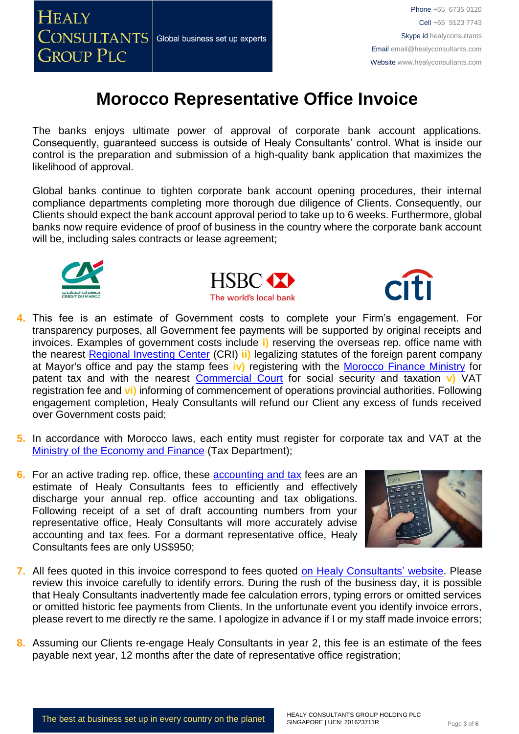# Morocco Representative Office Invoice

The banks enjoys ultimate power of approval of corporate bank account applications. Consequently, guaranteed success is outside of Healy Consultants' control. What is inside our control is the preparation and submission of a high-quality bank application that maximizes the likelihood of approval.

Global banks continue to tighten corporate bank account opening procedures, their internal compliance departments completing more thorough due diligence of Clients. Consequently, our Clients should expect the bank account approval period to take up to 6 weeks. Furthermore, global banks now require evidence of proof of business in the country where the corporate bank account will be, including sales contracts or lease agreement;

4. This fee is an estimate of Government costs to complete your Firm's engagement. For transparency purposes, all Government fee payments will be supported by original receipts and invoices. Examples of government costs include **i)** reserving the overseas rep. office name with the nearest Regional Investing Center (CRI) **ii)** legalizing statutes of the foreign parent company at Mayor's office and pay the stamp fees **iv)** registering with the Morocco Finance Ministry for patent tax and with the nearest Commercial Court for social security and taxation **v)** VAT registration fee and **vi)** informing of commencement of operations provincial authorities. Following engagement completion, Healy Consultants will refund our Client any excess of funds received over Government costs paid;

5. In accordance with Morocco laws, each entity must register for corporate tax and VAT at the Ministry of the Economy and Finance (Tax Department);

6. For an active trading rep. office, these accounting and tax fees are an estimate of Healy Consultants fees to efficiently and effectively discharge your annual rep. office accounting and tax obligations. Following receipt of a set of draft accounting numbers from your representative office, Healy Consultants will more accurately advise accounting and tax fees. For a dormant representative office, Healy Consultants fees are only US$950;

7. All fees quoted in this invoice correspond to fees quoted on Healy Consultants' website. Please review this invoice carefully to identify errors. During the rush of the business day, it is possible that Healy Consultants inadvertently made fee calculation errors, typing errors or omitted services or omitted historic fee payments from Clients. In the unfortunate event you identify invoice errors, please revert to me directly re the same. I apologize in advance if I or my staff made invoice errors;

8. Assuming our Clients re-engage Healy Consultants in year 2, this fee is an estimate of the fees payable next year, 12 months after the date of representative office registration;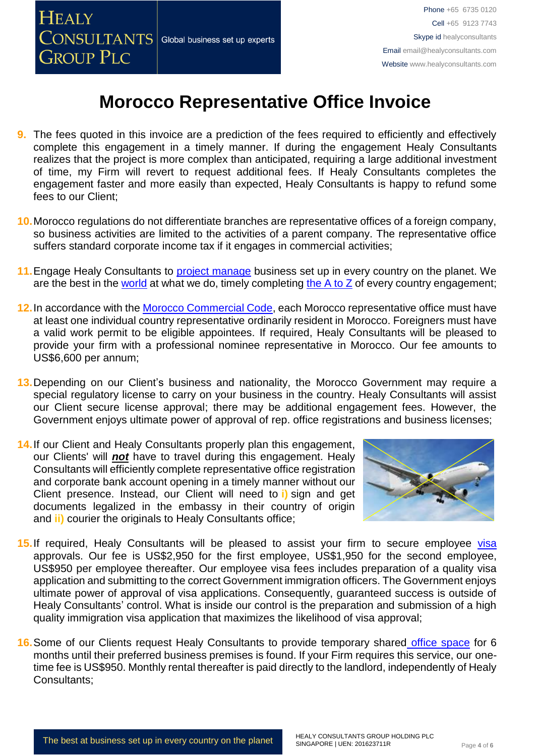# Morocco Representative Office Invoice

9. The fees quoted in this invoice are a prediction of the fees required to efficiently and effectively complete this engagement in a timely manner. If during the engagement Healy Consultants realizes that the project is more complex than anticipated, requiring a large additional investment of time, my Firm will revert to request additional fees. If Healy Consultants completes the engagement faster and more easily than expected, Healy Consultants is happy to refund some fees to our Client;

10. Morocco regulations do not differentiate branches are representative offices of a foreign company, so business activities are limited to the activities of a parent company. The representative office suffers standard corporate income tax if it engages in commercial activities;

11. Engage Healy Consultants to project manage business set up in every country on the planet. We are the best in the world at what we do, timely completing the A to Z of every country engagement;

12. In accordance with the Morocco Commercial Code, each Morocco representative office must have at least one individual country representative ordinarily resident in Morocco. Foreigners must have a valid work permit to be eligible appointees. If required, Healy Consultants will be pleased to provide your firm with a professional nominee representative in Morocco. Our fee amounts to US$6,600 per annum;

13. Depending on our Client's business and nationality, the Morocco Government may require a special regulatory license to carry on your business in the country. Healy Consultants will assist our Client secure license approval; there may be additional engagement fees. However, the Government enjoys ultimate power of approval of rep. office registrations and business licenses;

14. If our Client and Healy Consultants properly plan this engagement, our Clients' will ***not*** have to travel during this engagement. Healy Consultants will efficiently complete representative office registration and corporate bank account opening in a timely manner without our Client presence. Instead, our Client will need to **i)** sign and get documents legalized in the embassy in their country of origin and **ii)** courier the originals to Healy Consultants office;

15. If required, Healy Consultants will be pleased to assist your firm to secure employee visa approvals. Our fee is US$2,950 for the first employee, US$1,950 for the second employee, US$950 per employee thereafter. Our employee visa fees includes preparation of a quality visa application and submitting to the correct Government immigration officers. The Government enjoys ultimate power of approval of visa applications. Consequently, guaranteed success is outside of Healy Consultants' control. What is inside our control is the preparation and submission of a high quality immigration visa application that maximizes the likelihood of visa approval;

16. Some of our Clients request Healy Consultants to provide temporary shared office space for 6 months until their preferred business premises is found. If your Firm requires this service, our one-time fee is US$950. Monthly rental thereafter is paid directly to the landlord, independently of Healy Consultants;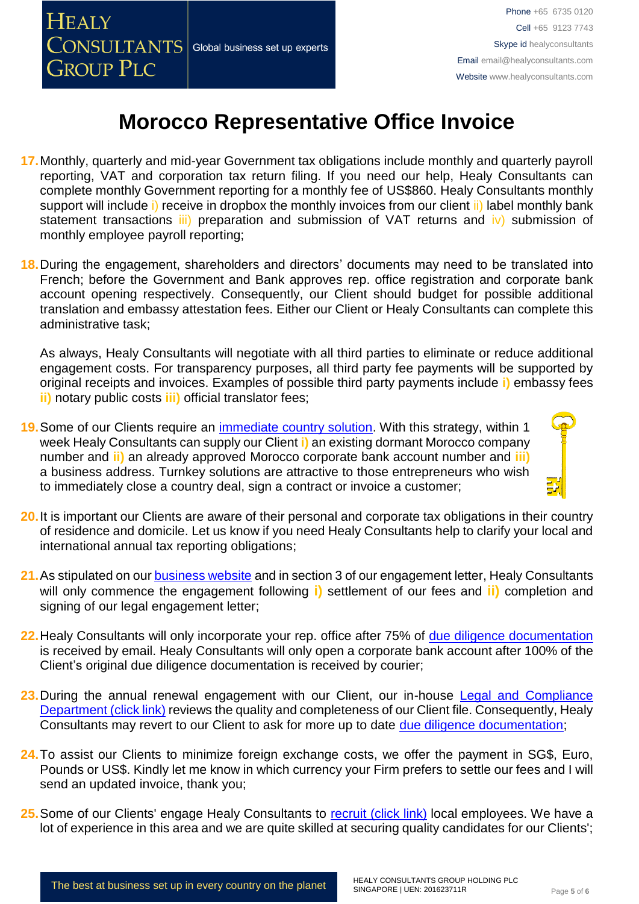# Morocco Representative Office Invoice

17. Monthly, quarterly and mid-year Government tax obligations include monthly and quarterly payroll reporting, VAT and corporation tax return filing. If you need our help, Healy Consultants can complete monthly Government reporting for a monthly fee of US$860. Healy Consultants monthly support will include i) receive in dropbox the monthly invoices from our client ii) label monthly bank statement transactions iii) preparation and submission of VAT returns and iv) submission of monthly employee payroll reporting;

18. During the engagement, shareholders and directors' documents may need to be translated into French; before the Government and Bank approves rep. office registration and corporate bank account opening respectively. Consequently, our Client should budget for possible additional translation and embassy attestation fees. Either our Client or Healy Consultants can complete this administrative task;

    As always, Healy Consultants will negotiate with all third parties to eliminate or reduce additional engagement costs. For transparency purposes, all third party fee payments will be supported by original receipts and invoices. Examples of possible third party payments include **i)** embassy fees **ii)** notary public costs **iii)** official translator fees;

19. Some of our Clients require an [immediate country solution](). With this strategy, within 1 week Healy Consultants can supply our Client **i)** an existing dormant Morocco company number and **ii)** an already approved Morocco corporate bank account number and **iii)** a business address. Turnkey solutions are attractive to those entrepreneurs who wish to immediately close a country deal, sign a contract or invoice a customer;

20. It is important our Clients are aware of their personal and corporate tax obligations in their country of residence and domicile. Let us know if you need Healy Consultants help to clarify your local and international annual tax reporting obligations;

21. As stipulated on our [business website]() and in section 3 of our engagement letter, Healy Consultants will only commence the engagement following **i)** settlement of our fees and **ii)** completion and signing of our legal engagement letter;

22. Healy Consultants will only incorporate your rep. office after 75% of [due diligence documentation]() is received by email. Healy Consultants will only open a corporate bank account after 100% of the Client's original due diligence documentation is received by courier;

23. During the annual renewal engagement with our Client, our in-house [Legal and Compliance Department (click link)]() reviews the quality and completeness of our Client file. Consequently, Healy Consultants may revert to our Client to ask for more up to date [due diligence documentation]();

24. To assist our Clients to minimize foreign exchange costs, we offer the payment in SG$, Euro, Pounds or US$. Kindly let me know in which currency your Firm prefers to settle our fees and I will send an updated invoice, thank you;

25. Some of our Clients' engage Healy Consultants to [recruit (click link)]() local employees. We have a lot of experience in this area and we are quite skilled at securing quality candidates for our Clients';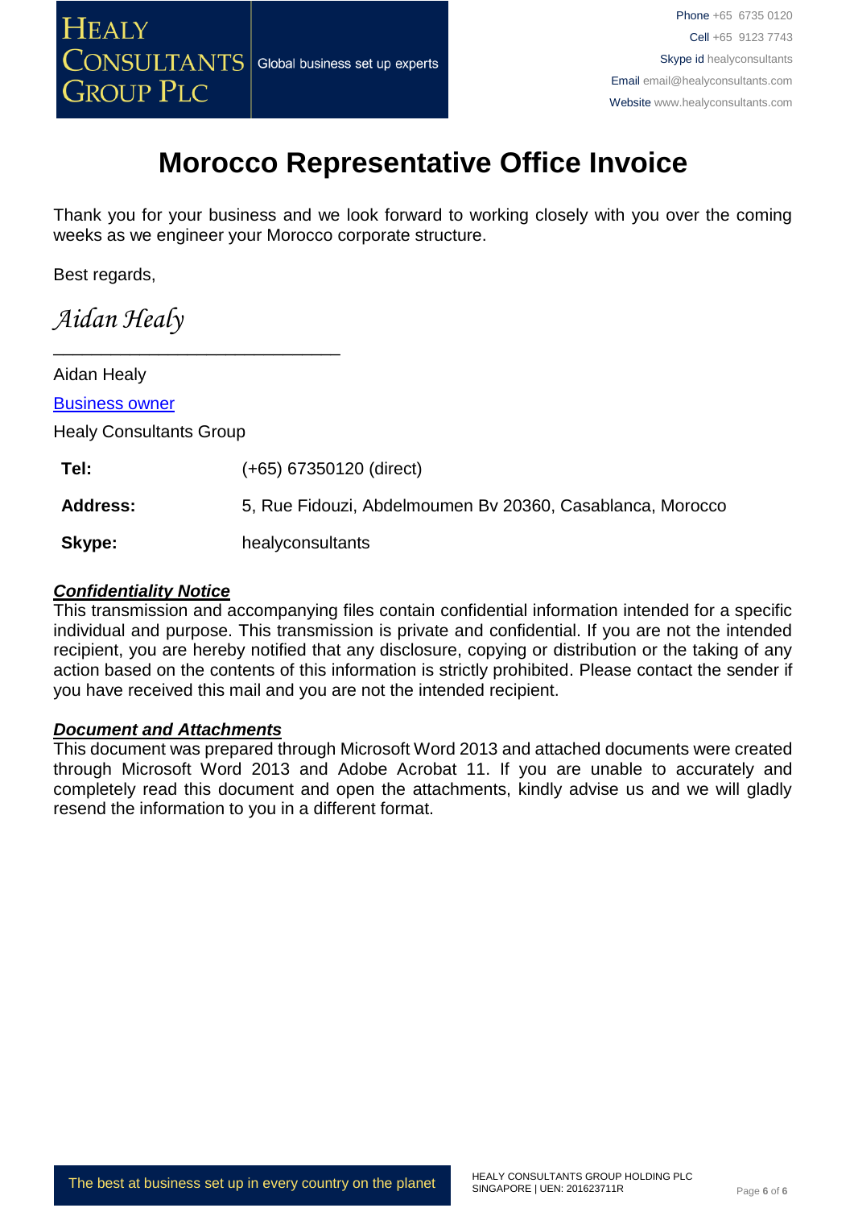# Morocco Representative Office Invoice

Thank you for your business and we look forward to working closely with you over the coming weeks as we engineer your Morocco corporate structure.

Best regards,

*Aidan Healy*

______________________________

Aidan Healy

[Business owner]

Healy Consultants Group

| | |
|---|---|
| **Tel:** | (+65) 67350120 (direct) |
| **Address:** | 5, Rue Fidouzi, Abdelmoumen Bv 20360, Casablanca, Morocco |
| **Skype:** | healyconsultants |

***Confidentiality Notice***

This transmission and accompanying files contain confidential information intended for a specific individual and purpose. This transmission is private and confidential. If you are not the intended recipient, you are hereby notified that any disclosure, copying or distribution or the taking of any action based on the contents of this information is strictly prohibited. Please contact the sender if you have received this mail and you are not the intended recipient.

***Document and Attachments***

This document was prepared through Microsoft Word 2013 and attached documents were created through Microsoft Word 2013 and Adobe Acrobat 11. If you are unable to accurately and completely read this document and open the attachments, kindly advise us and we will gladly resend the information to you in a different format.